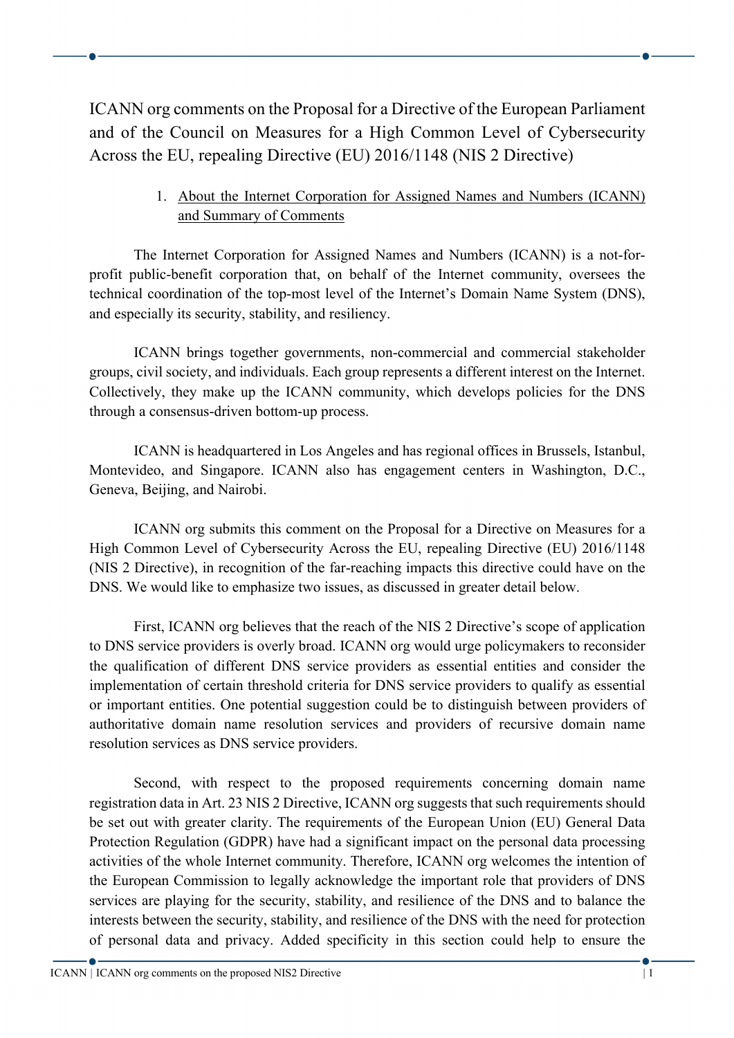# ICANN org comments on the Proposal for a Directive of the European Parliament and of the Council on Measures for a High Common Level of Cybersecurity Across the EU, repealing Directive (EU) 2016/1148 (NIS 2 Directive)

## 1. About the Internet Corporation for Assigned Names and Numbers (ICANN) and Summary of Comments

The Internet Corporation for Assigned Names and Numbers (ICANN) is a not-for-profit public-benefit corporation that, on behalf of the Internet community, oversees the technical coordination of the top-most level of the Internet's Domain Name System (DNS), and especially its security, stability, and resiliency.

ICANN brings together governments, non-commercial and commercial stakeholder groups, civil society, and individuals. Each group represents a different interest on the Internet. Collectively, they make up the ICANN community, which develops policies for the DNS through a consensus-driven bottom-up process.

ICANN is headquartered in Los Angeles and has regional offices in Brussels, Istanbul, Montevideo, and Singapore. ICANN also has engagement centers in Washington, D.C., Geneva, Beijing, and Nairobi.

ICANN org submits this comment on the Proposal for a Directive on Measures for a High Common Level of Cybersecurity Across the EU, repealing Directive (EU) 2016/1148 (NIS 2 Directive), in recognition of the far-reaching impacts this directive could have on the DNS. We would like to emphasize two issues, as discussed in greater detail below.

First, ICANN org believes that the reach of the NIS 2 Directive's scope of application to DNS service providers is overly broad. ICANN org would urge policymakers to reconsider the qualification of different DNS service providers as essential entities and consider the implementation of certain threshold criteria for DNS service providers to qualify as essential or important entities. One potential suggestion could be to distinguish between providers of authoritative domain name resolution services and providers of recursive domain name resolution services as DNS service providers.

Second, with respect to the proposed requirements concerning domain name registration data in Art. 23 NIS 2 Directive, ICANN org suggests that such requirements should be set out with greater clarity. The requirements of the European Union (EU) General Data Protection Regulation (GDPR) have had a significant impact on the personal data processing activities of the whole Internet community. Therefore, ICANN org welcomes the intention of the European Commission to legally acknowledge the important role that providers of DNS services are playing for the security, stability, and resilience of the DNS and to balance the interests between the security, stability, and resilience of the DNS with the need for protection of personal data and privacy. Added specificity in this section could help to ensure the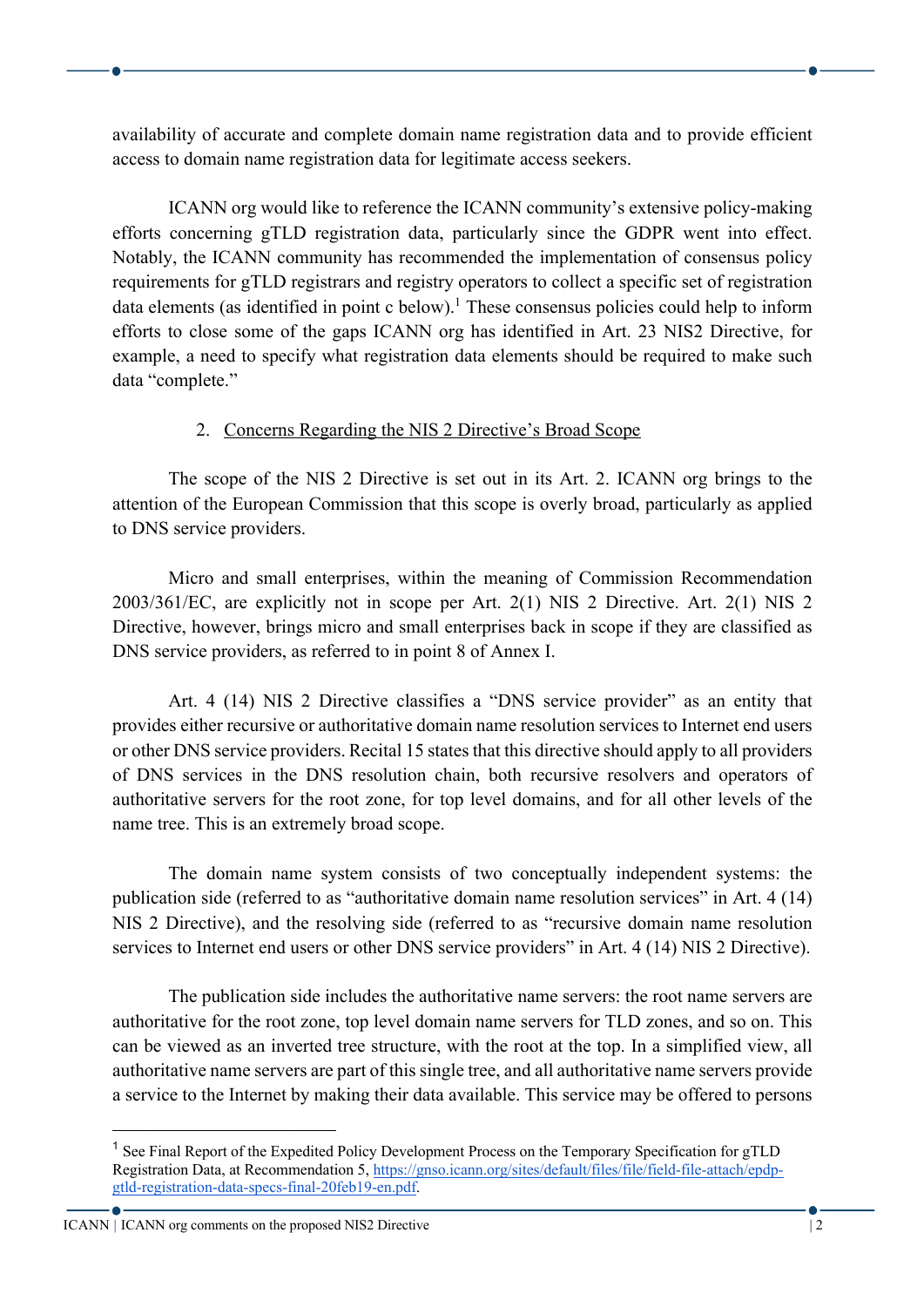availability of accurate and complete domain name registration data and to provide efficient access to domain name registration data for legitimate access seekers.

ICANN org would like to reference the ICANN community's extensive policy-making efforts concerning gTLD registration data, particularly since the GDPR went into effect. Notably, the ICANN community has recommended the implementation of consensus policy requirements for gTLD registrars and registry operators to collect a specific set of registration data elements (as identified in point c below).[1] These consensus policies could help to inform efforts to close some of the gaps ICANN org has identified in Art. 23 NIS2 Directive, for example, a need to specify what registration data elements should be required to make such data "complete."

2. Concerns Regarding the NIS 2 Directive's Broad Scope

The scope of the NIS 2 Directive is set out in its Art. 2. ICANN org brings to the attention of the European Commission that this scope is overly broad, particularly as applied to DNS service providers.

Micro and small enterprises, within the meaning of Commission Recommendation 2003/361/EC, are explicitly not in scope per Art. 2(1) NIS 2 Directive. Art. 2(1) NIS 2 Directive, however, brings micro and small enterprises back in scope if they are classified as DNS service providers, as referred to in point 8 of Annex I.

Art. 4 (14) NIS 2 Directive classifies a "DNS service provider" as an entity that provides either recursive or authoritative domain name resolution services to Internet end users or other DNS service providers. Recital 15 states that this directive should apply to all providers of DNS services in the DNS resolution chain, both recursive resolvers and operators of authoritative servers for the root zone, for top level domains, and for all other levels of the name tree. This is an extremely broad scope.

The domain name system consists of two conceptually independent systems: the publication side (referred to as "authoritative domain name resolution services" in Art. 4 (14) NIS 2 Directive), and the resolving side (referred to as "recursive domain name resolution services to Internet end users or other DNS service providers" in Art. 4 (14) NIS 2 Directive).

The publication side includes the authoritative name servers: the root name servers are authoritative for the root zone, top level domain name servers for TLD zones, and so on. This can be viewed as an inverted tree structure, with the root at the top. In a simplified view, all authoritative name servers are part of this single tree, and all authoritative name servers provide a service to the Internet by making their data available. This service may be offered to persons

[1] See Final Report of the Expedited Policy Development Process on the Temporary Specification for gTLD Registration Data, at Recommendation 5, https://gnso.icann.org/sites/default/files/file/field-file-attach/epdp-gtld-registration-data-specs-final-20feb19-en.pdf.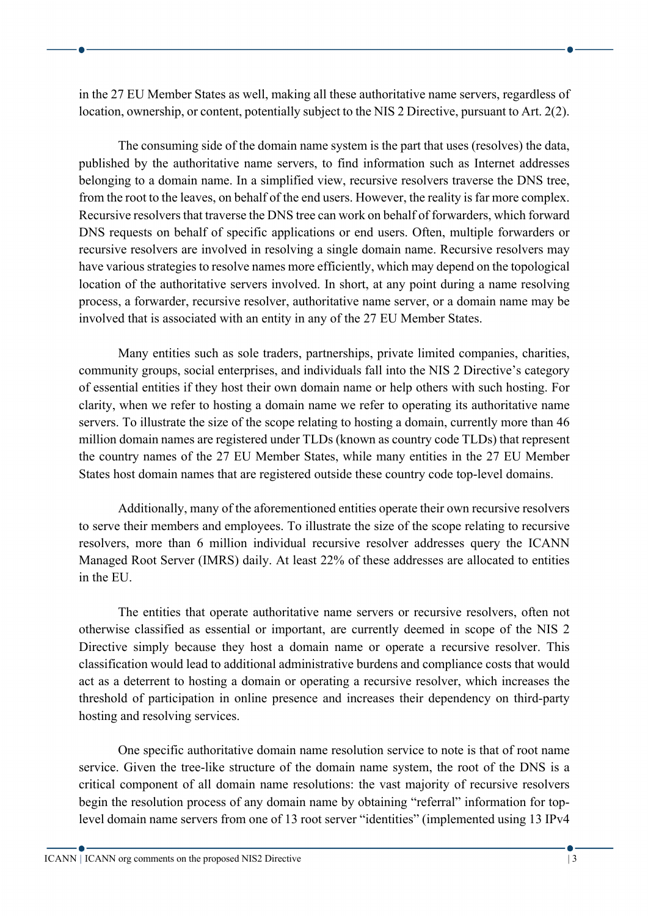in the 27 EU Member States as well, making all these authoritative name servers, regardless of location, ownership, or content, potentially subject to the NIS 2 Directive, pursuant to Art. 2(2).

The consuming side of the domain name system is the part that uses (resolves) the data, published by the authoritative name servers, to find information such as Internet addresses belonging to a domain name. In a simplified view, recursive resolvers traverse the DNS tree, from the root to the leaves, on behalf of the end users. However, the reality is far more complex. Recursive resolvers that traverse the DNS tree can work on behalf of forwarders, which forward DNS requests on behalf of specific applications or end users. Often, multiple forwarders or recursive resolvers are involved in resolving a single domain name. Recursive resolvers may have various strategies to resolve names more efficiently, which may depend on the topological location of the authoritative servers involved. In short, at any point during a name resolving process, a forwarder, recursive resolver, authoritative name server, or a domain name may be involved that is associated with an entity in any of the 27 EU Member States.

Many entities such as sole traders, partnerships, private limited companies, charities, community groups, social enterprises, and individuals fall into the NIS 2 Directive's category of essential entities if they host their own domain name or help others with such hosting. For clarity, when we refer to hosting a domain name we refer to operating its authoritative name servers. To illustrate the size of the scope relating to hosting a domain, currently more than 46 million domain names are registered under TLDs (known as country code TLDs) that represent the country names of the 27 EU Member States, while many entities in the 27 EU Member States host domain names that are registered outside these country code top-level domains.

Additionally, many of the aforementioned entities operate their own recursive resolvers to serve their members and employees. To illustrate the size of the scope relating to recursive resolvers, more than 6 million individual recursive resolver addresses query the ICANN Managed Root Server (IMRS) daily. At least 22% of these addresses are allocated to entities in the EU.

The entities that operate authoritative name servers or recursive resolvers, often not otherwise classified as essential or important, are currently deemed in scope of the NIS 2 Directive simply because they host a domain name or operate a recursive resolver. This classification would lead to additional administrative burdens and compliance costs that would act as a deterrent to hosting a domain or operating a recursive resolver, which increases the threshold of participation in online presence and increases their dependency on third-party hosting and resolving services.

One specific authoritative domain name resolution service to note is that of root name service. Given the tree-like structure of the domain name system, the root of the DNS is a critical component of all domain name resolutions: the vast majority of recursive resolvers begin the resolution process of any domain name by obtaining "referral" information for top-level domain name servers from one of 13 root server "identities" (implemented using 13 IPv4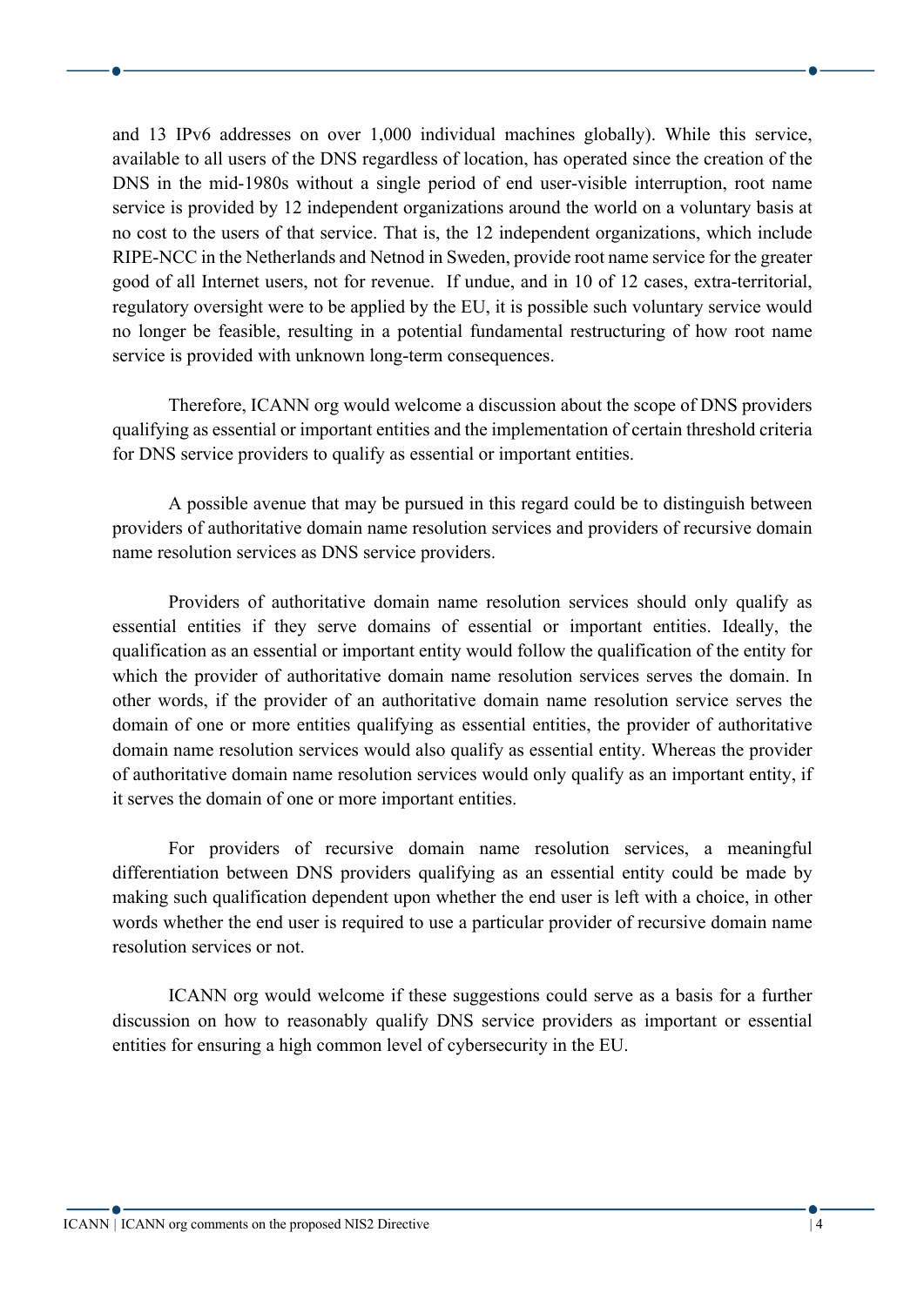and 13 IPv6 addresses on over 1,000 individual machines globally). While this service, available to all users of the DNS regardless of location, has operated since the creation of the DNS in the mid-1980s without a single period of end user-visible interruption, root name service is provided by 12 independent organizations around the world on a voluntary basis at no cost to the users of that service. That is, the 12 independent organizations, which include RIPE-NCC in the Netherlands and Netnod in Sweden, provide root name service for the greater good of all Internet users, not for revenue. If undue, and in 10 of 12 cases, extra-territorial, regulatory oversight were to be applied by the EU, it is possible such voluntary service would no longer be feasible, resulting in a potential fundamental restructuring of how root name service is provided with unknown long-term consequences.

Therefore, ICANN org would welcome a discussion about the scope of DNS providers qualifying as essential or important entities and the implementation of certain threshold criteria for DNS service providers to qualify as essential or important entities.

A possible avenue that may be pursued in this regard could be to distinguish between providers of authoritative domain name resolution services and providers of recursive domain name resolution services as DNS service providers.

Providers of authoritative domain name resolution services should only qualify as essential entities if they serve domains of essential or important entities. Ideally, the qualification as an essential or important entity would follow the qualification of the entity for which the provider of authoritative domain name resolution services serves the domain. In other words, if the provider of an authoritative domain name resolution service serves the domain of one or more entities qualifying as essential entities, the provider of authoritative domain name resolution services would also qualify as essential entity. Whereas the provider of authoritative domain name resolution services would only qualify as an important entity, if it serves the domain of one or more important entities.

For providers of recursive domain name resolution services, a meaningful differentiation between DNS providers qualifying as an essential entity could be made by making such qualification dependent upon whether the end user is left with a choice, in other words whether the end user is required to use a particular provider of recursive domain name resolution services or not.

ICANN org would welcome if these suggestions could serve as a basis for a further discussion on how to reasonably qualify DNS service providers as important or essential entities for ensuring a high common level of cybersecurity in the EU.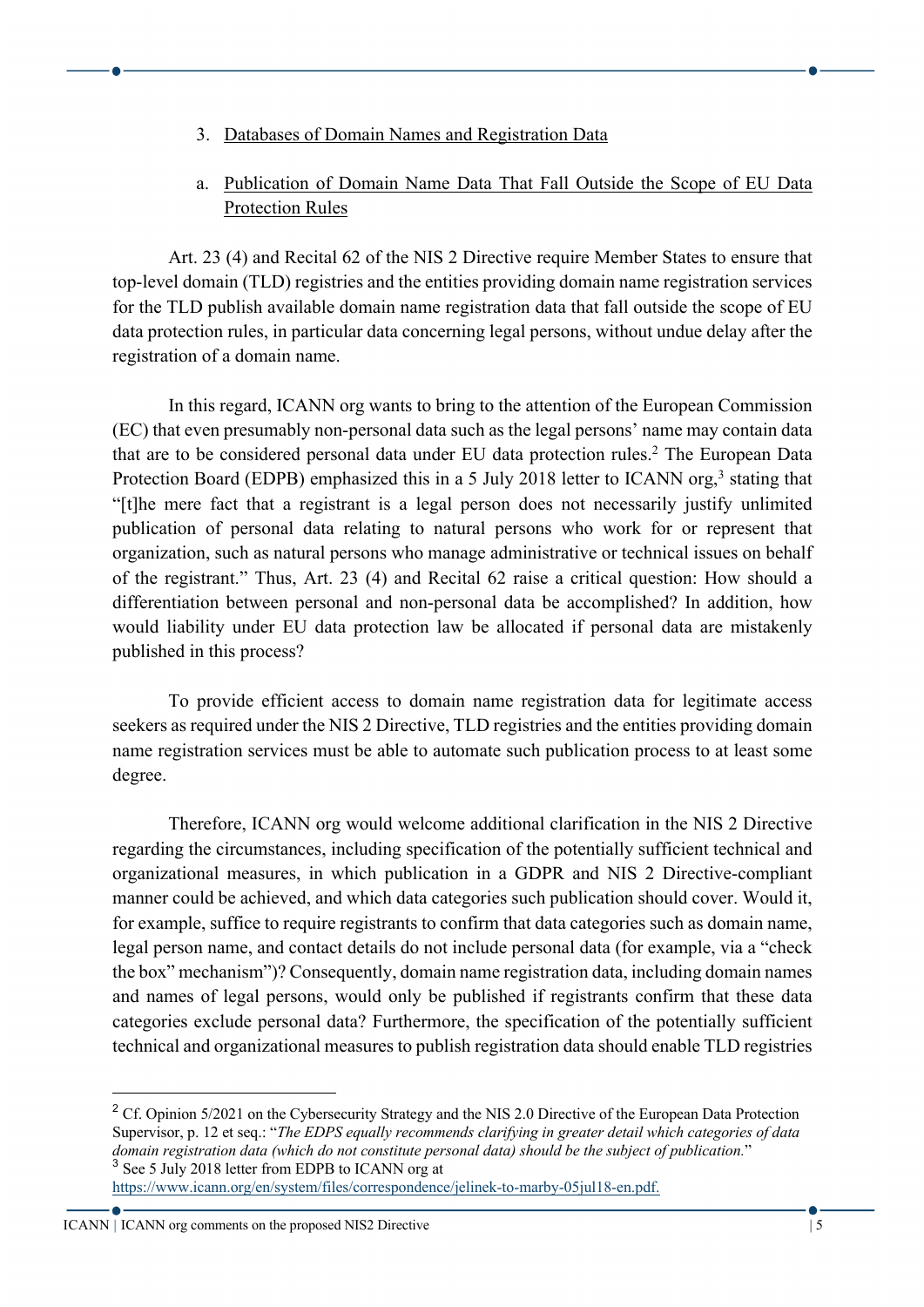3. Databases of Domain Names and Registration Data

a. Publication of Domain Name Data That Fall Outside the Scope of EU Data Protection Rules

Art. 23 (4) and Recital 62 of the NIS 2 Directive require Member States to ensure that top-level domain (TLD) registries and the entities providing domain name registration services for the TLD publish available domain name registration data that fall outside the scope of EU data protection rules, in particular data concerning legal persons, without undue delay after the registration of a domain name.

In this regard, ICANN org wants to bring to the attention of the European Commission (EC) that even presumably non-personal data such as the legal persons' name may contain data that are to be considered personal data under EU data protection rules.[2] The European Data Protection Board (EDPB) emphasized this in a 5 July 2018 letter to ICANN org,[3] stating that "[t]he mere fact that a registrant is a legal person does not necessarily justify unlimited publication of personal data relating to natural persons who work for or represent that organization, such as natural persons who manage administrative or technical issues on behalf of the registrant." Thus, Art. 23 (4) and Recital 62 raise a critical question: How should a differentiation between personal and non-personal data be accomplished? In addition, how would liability under EU data protection law be allocated if personal data are mistakenly published in this process?

To provide efficient access to domain name registration data for legitimate access seekers as required under the NIS 2 Directive, TLD registries and the entities providing domain name registration services must be able to automate such publication process to at least some degree.

Therefore, ICANN org would welcome additional clarification in the NIS 2 Directive regarding the circumstances, including specification of the potentially sufficient technical and organizational measures, in which publication in a GDPR and NIS 2 Directive-compliant manner could be achieved, and which data categories such publication should cover. Would it, for example, suffice to require registrants to confirm that data categories such as domain name, legal person name, and contact details do not include personal data (for example, via a "check the box" mechanism")? Consequently, domain name registration data, including domain names and names of legal persons, would only be published if registrants confirm that these data categories exclude personal data? Furthermore, the specification of the potentially sufficient technical and organizational measures to publish registration data should enable TLD registries

---

[2] Cf. Opinion 5/2021 on the Cybersecurity Strategy and the NIS 2.0 Directive of the European Data Protection Supervisor, p. 12 et seq.: "*The EDPS equally recommends clarifying in greater detail which categories of data domain registration data (which do not constitute personal data) should be the subject of publication.*"

[3] See 5 July 2018 letter from EDPB to ICANN org at https://www.icann.org/en/system/files/correspondence/jelinek-to-marby-05jul18-en.pdf.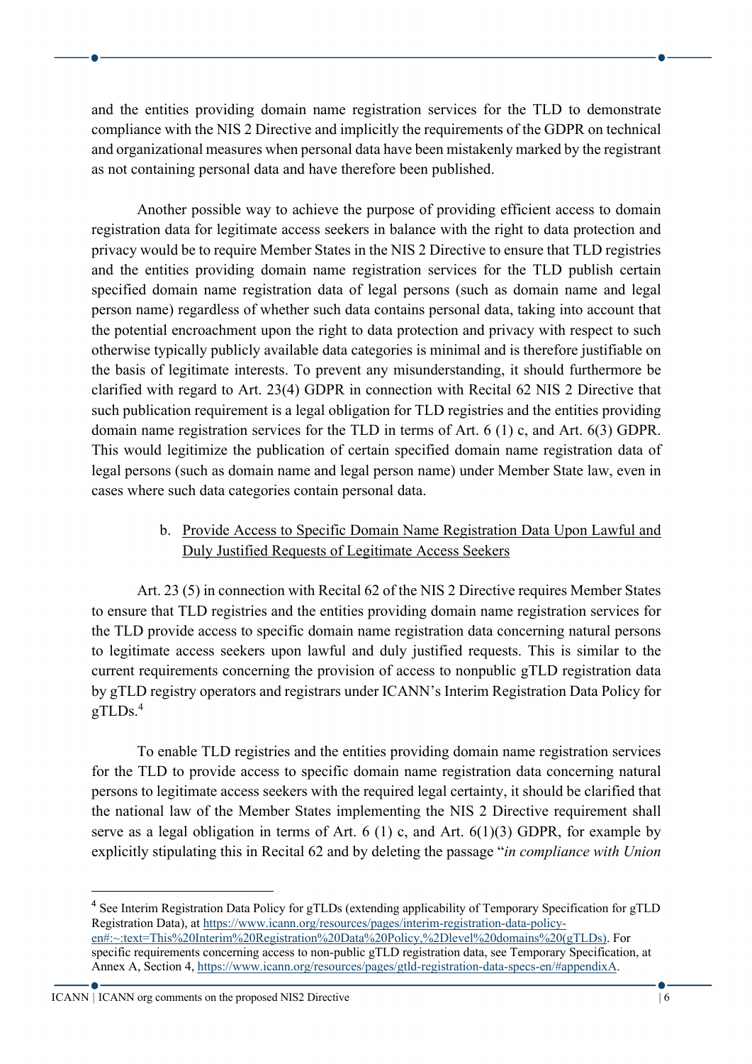and the entities providing domain name registration services for the TLD to demonstrate compliance with the NIS 2 Directive and implicitly the requirements of the GDPR on technical and organizational measures when personal data have been mistakenly marked by the registrant as not containing personal data and have therefore been published.

Another possible way to achieve the purpose of providing efficient access to domain registration data for legitimate access seekers in balance with the right to data protection and privacy would be to require Member States in the NIS 2 Directive to ensure that TLD registries and the entities providing domain name registration services for the TLD publish certain specified domain name registration data of legal persons (such as domain name and legal person name) regardless of whether such data contains personal data, taking into account that the potential encroachment upon the right to data protection and privacy with respect to such otherwise typically publicly available data categories is minimal and is therefore justifiable on the basis of legitimate interests. To prevent any misunderstanding, it should furthermore be clarified with regard to Art. 23(4) GDPR in connection with Recital 62 NIS 2 Directive that such publication requirement is a legal obligation for TLD registries and the entities providing domain name registration services for the TLD in terms of Art. 6 (1) c, and Art. 6(3) GDPR. This would legitimize the publication of certain specified domain name registration data of legal persons (such as domain name and legal person name) under Member State law, even in cases where such data categories contain personal data.

b. Provide Access to Specific Domain Name Registration Data Upon Lawful and Duly Justified Requests of Legitimate Access Seekers

Art. 23 (5) in connection with Recital 62 of the NIS 2 Directive requires Member States to ensure that TLD registries and the entities providing domain name registration services for the TLD provide access to specific domain name registration data concerning natural persons to legitimate access seekers upon lawful and duly justified requests. This is similar to the current requirements concerning the provision of access to nonpublic gTLD registration data by gTLD registry operators and registrars under ICANN's Interim Registration Data Policy for gTLDs.[4]

To enable TLD registries and the entities providing domain name registration services for the TLD to provide access to specific domain name registration data concerning natural persons to legitimate access seekers with the required legal certainty, it should be clarified that the national law of the Member States implementing the NIS 2 Directive requirement shall serve as a legal obligation in terms of Art. 6 (1) c, and Art. 6(1)(3) GDPR, for example by explicitly stipulating this in Recital 62 and by deleting the passage "*in compliance with Union*

---

[4] See Interim Registration Data Policy for gTLDs (extending applicability of Temporary Specification for gTLD Registration Data), at https://www.icann.org/resources/pages/interim-registration-data-policy-en#:~:text=This%20Interim%20Registration%20Data%20Policy,%2Dlevel%20domains%20(gTLDs). For specific requirements concerning access to non-public gTLD registration data, see Temporary Specification, at Annex A, Section 4, https://www.icann.org/resources/pages/gtld-registration-data-specs-en/#appendixA.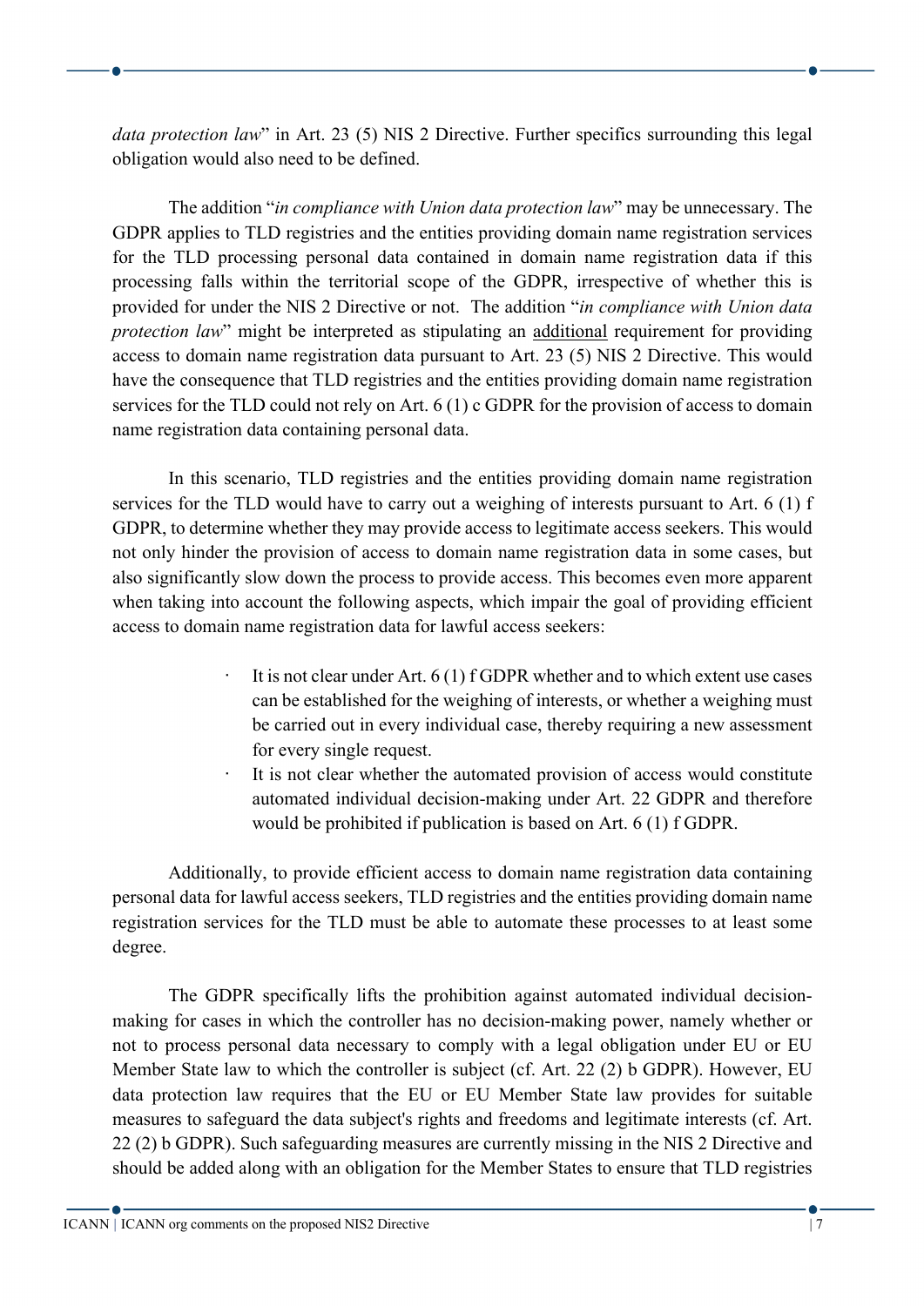*data protection law*" in Art. 23 (5) NIS 2 Directive. Further specifics surrounding this legal obligation would also need to be defined.

The addition "*in compliance with Union data protection law*" may be unnecessary. The GDPR applies to TLD registries and the entities providing domain name registration services for the TLD processing personal data contained in domain name registration data if this processing falls within the territorial scope of the GDPR, irrespective of whether this is provided for under the NIS 2 Directive or not. The addition "*in compliance with Union data protection law*" might be interpreted as stipulating an <u>additional</u> requirement for providing access to domain name registration data pursuant to Art. 23 (5) NIS 2 Directive. This would have the consequence that TLD registries and the entities providing domain name registration services for the TLD could not rely on Art. 6 (1) c GDPR for the provision of access to domain name registration data containing personal data.

In this scenario, TLD registries and the entities providing domain name registration services for the TLD would have to carry out a weighing of interests pursuant to Art. 6 (1) f GDPR, to determine whether they may provide access to legitimate access seekers. This would not only hinder the provision of access to domain name registration data in some cases, but also significantly slow down the process to provide access. This becomes even more apparent when taking into account the following aspects, which impair the goal of providing efficient access to domain name registration data for lawful access seekers:

- It is not clear under Art. 6 (1) f GDPR whether and to which extent use cases can be established for the weighing of interests, or whether a weighing must be carried out in every individual case, thereby requiring a new assessment for every single request.
- It is not clear whether the automated provision of access would constitute automated individual decision-making under Art. 22 GDPR and therefore would be prohibited if publication is based on Art. 6 (1) f GDPR.

Additionally, to provide efficient access to domain name registration data containing personal data for lawful access seekers, TLD registries and the entities providing domain name registration services for the TLD must be able to automate these processes to at least some degree.

The GDPR specifically lifts the prohibition against automated individual decision-making for cases in which the controller has no decision-making power, namely whether or not to process personal data necessary to comply with a legal obligation under EU or EU Member State law to which the controller is subject (cf. Art. 22 (2) b GDPR). However, EU data protection law requires that the EU or EU Member State law provides for suitable measures to safeguard the data subject's rights and freedoms and legitimate interests (cf. Art. 22 (2) b GDPR). Such safeguarding measures are currently missing in the NIS 2 Directive and should be added along with an obligation for the Member States to ensure that TLD registries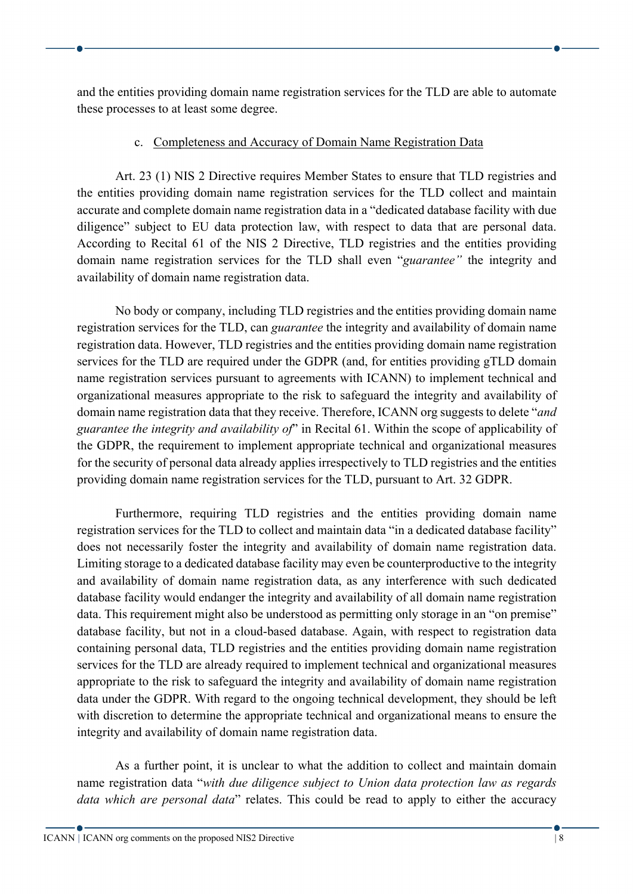and the entities providing domain name registration services for the TLD are able to automate these processes to at least some degree.

### c. Completeness and Accuracy of Domain Name Registration Data

Art. 23 (1) NIS 2 Directive requires Member States to ensure that TLD registries and the entities providing domain name registration services for the TLD collect and maintain accurate and complete domain name registration data in a "dedicated database facility with due diligence" subject to EU data protection law, with respect to data that are personal data. According to Recital 61 of the NIS 2 Directive, TLD registries and the entities providing domain name registration services for the TLD shall even "*guarantee"* the integrity and availability of domain name registration data.

No body or company, including TLD registries and the entities providing domain name registration services for the TLD, can *guarantee* the integrity and availability of domain name registration data. However, TLD registries and the entities providing domain name registration services for the TLD are required under the GDPR (and, for entities providing gTLD domain name registration services pursuant to agreements with ICANN) to implement technical and organizational measures appropriate to the risk to safeguard the integrity and availability of domain name registration data that they receive. Therefore, ICANN org suggests to delete "*and guarantee the integrity and availability of*" in Recital 61. Within the scope of applicability of the GDPR, the requirement to implement appropriate technical and organizational measures for the security of personal data already applies irrespectively to TLD registries and the entities providing domain name registration services for the TLD, pursuant to Art. 32 GDPR.

Furthermore, requiring TLD registries and the entities providing domain name registration services for the TLD to collect and maintain data "in a dedicated database facility" does not necessarily foster the integrity and availability of domain name registration data. Limiting storage to a dedicated database facility may even be counterproductive to the integrity and availability of domain name registration data, as any interference with such dedicated database facility would endanger the integrity and availability of all domain name registration data. This requirement might also be understood as permitting only storage in an "on premise" database facility, but not in a cloud-based database. Again, with respect to registration data containing personal data, TLD registries and the entities providing domain name registration services for the TLD are already required to implement technical and organizational measures appropriate to the risk to safeguard the integrity and availability of domain name registration data under the GDPR. With regard to the ongoing technical development, they should be left with discretion to determine the appropriate technical and organizational means to ensure the integrity and availability of domain name registration data.

As a further point, it is unclear to what the addition to collect and maintain domain name registration data "*with due diligence subject to Union data protection law as regards data which are personal data*" relates. This could be read to apply to either the accuracy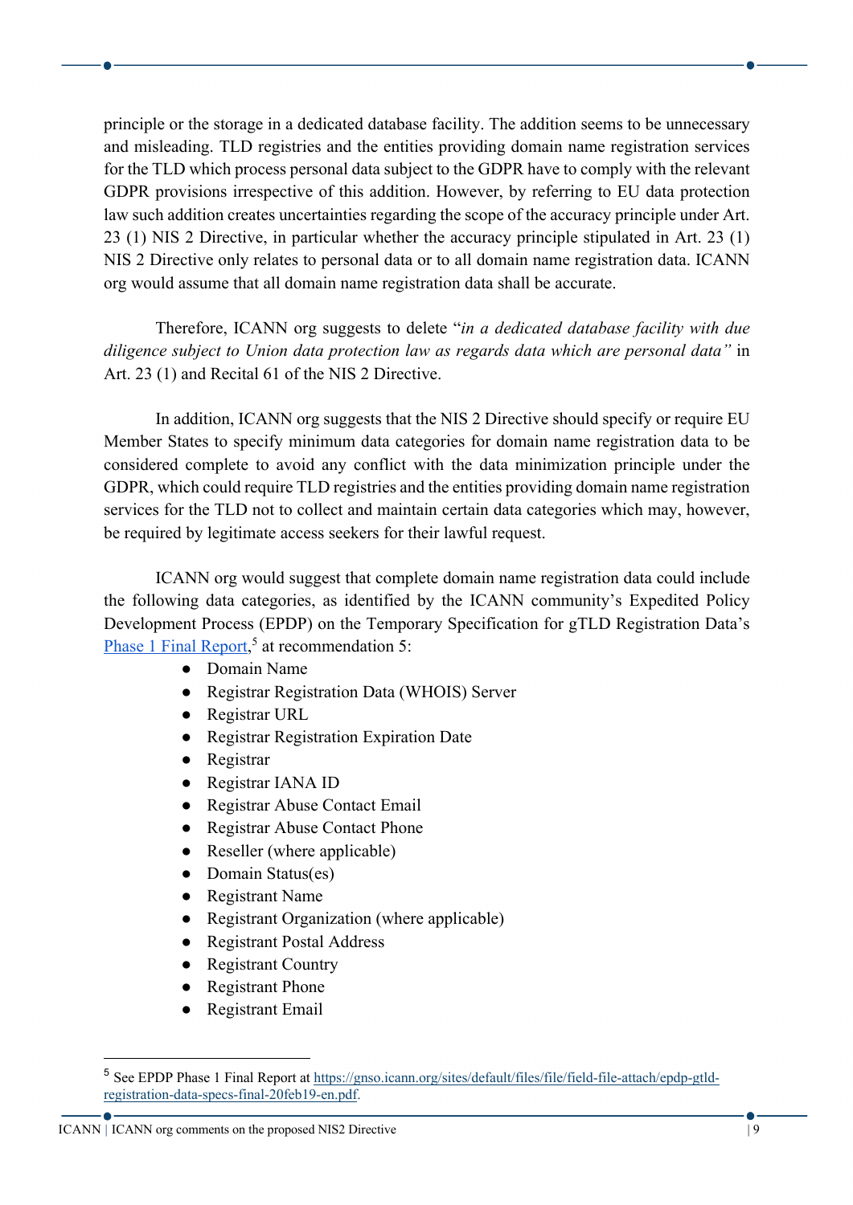principle or the storage in a dedicated database facility. The addition seems to be unnecessary and misleading. TLD registries and the entities providing domain name registration services for the TLD which process personal data subject to the GDPR have to comply with the relevant GDPR provisions irrespective of this addition. However, by referring to EU data protection law such addition creates uncertainties regarding the scope of the accuracy principle under Art. 23 (1) NIS 2 Directive, in particular whether the accuracy principle stipulated in Art. 23 (1) NIS 2 Directive only relates to personal data or to all domain name registration data. ICANN org would assume that all domain name registration data shall be accurate.

Therefore, ICANN org suggests to delete "*in a dedicated database facility with due diligence subject to Union data protection law as regards data which are personal data*" in Art. 23 (1) and Recital 61 of the NIS 2 Directive.

In addition, ICANN org suggests that the NIS 2 Directive should specify or require EU Member States to specify minimum data categories for domain name registration data to be considered complete to avoid any conflict with the data minimization principle under the GDPR, which could require TLD registries and the entities providing domain name registration services for the TLD not to collect and maintain certain data categories which may, however, be required by legitimate access seekers for their lawful request.

ICANN org would suggest that complete domain name registration data could include the following data categories, as identified by the ICANN community's Expedited Policy Development Process (EPDP) on the Temporary Specification for gTLD Registration Data's [Phase 1 Final Report](https://gnso.icann.org/sites/default/files/file/field-file-attach/epdp-gtld-registration-data-specs-final-20feb19-en.pdf),[5] at recommendation 5:

- Domain Name
- Registrar Registration Data (WHOIS) Server
- Registrar URL
- Registrar Registration Expiration Date
- Registrar
- Registrar IANA ID
- Registrar Abuse Contact Email
- Registrar Abuse Contact Phone
- Reseller (where applicable)
- Domain Status(es)
- Registrant Name
- Registrant Organization (where applicable)
- Registrant Postal Address
- Registrant Country
- Registrant Phone
- Registrant Email

---

[5] See EPDP Phase 1 Final Report at https://gnso.icann.org/sites/default/files/file/field-file-attach/epdp-gtld-registration-data-specs-final-20feb19-en.pdf.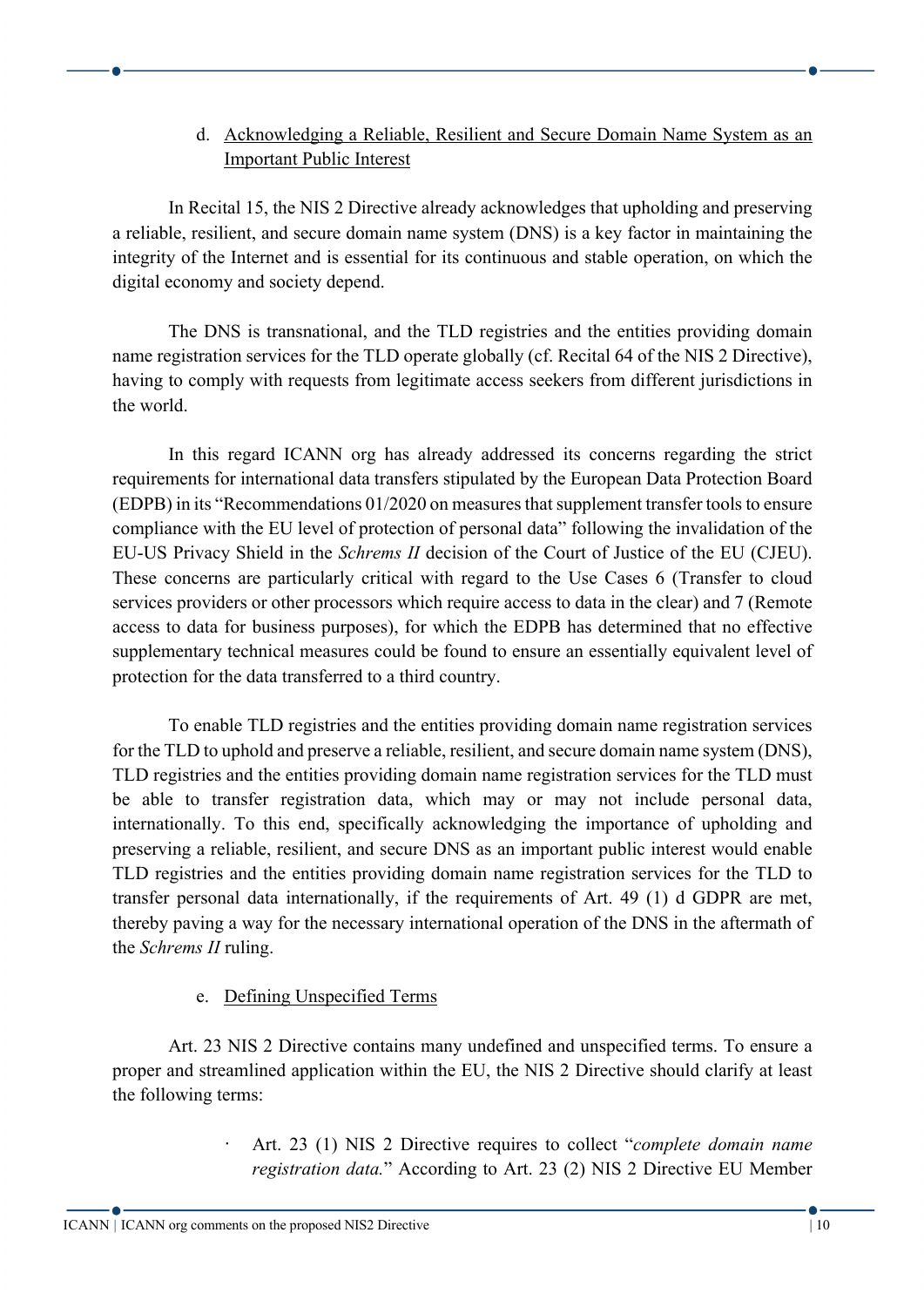d. <u>Acknowledging a Reliable, Resilient and Secure Domain Name System as an Important Public Interest</u>

In Recital 15, the NIS 2 Directive already acknowledges that upholding and preserving a reliable, resilient, and secure domain name system (DNS) is a key factor in maintaining the integrity of the Internet and is essential for its continuous and stable operation, on which the digital economy and society depend.

The DNS is transnational, and the TLD registries and the entities providing domain name registration services for the TLD operate globally (cf. Recital 64 of the NIS 2 Directive), having to comply with requests from legitimate access seekers from different jurisdictions in the world.

In this regard ICANN org has already addressed its concerns regarding the strict requirements for international data transfers stipulated by the European Data Protection Board (EDPB) in its "Recommendations 01/2020 on measures that supplement transfer tools to ensure compliance with the EU level of protection of personal data" following the invalidation of the EU-US Privacy Shield in the *Schrems II* decision of the Court of Justice of the EU (CJEU). These concerns are particularly critical with regard to the Use Cases 6 (Transfer to cloud services providers or other processors which require access to data in the clear) and 7 (Remote access to data for business purposes), for which the EDPB has determined that no effective supplementary technical measures could be found to ensure an essentially equivalent level of protection for the data transferred to a third country.

To enable TLD registries and the entities providing domain name registration services for the TLD to uphold and preserve a reliable, resilient, and secure domain name system (DNS), TLD registries and the entities providing domain name registration services for the TLD must be able to transfer registration data, which may or may not include personal data, internationally. To this end, specifically acknowledging the importance of upholding and preserving a reliable, resilient, and secure DNS as an important public interest would enable TLD registries and the entities providing domain name registration services for the TLD to transfer personal data internationally, if the requirements of Art. 49 (1) d GDPR are met, thereby paving a way for the necessary international operation of the DNS in the aftermath of the *Schrems II* ruling.

e. <u>Defining Unspecified Terms</u>

Art. 23 NIS 2 Directive contains many undefined and unspecified terms. To ensure a proper and streamlined application within the EU, the NIS 2 Directive should clarify at least the following terms:

- Art. 23 (1) NIS 2 Directive requires to collect "*complete domain name registration data.*" According to Art. 23 (2) NIS 2 Directive EU Member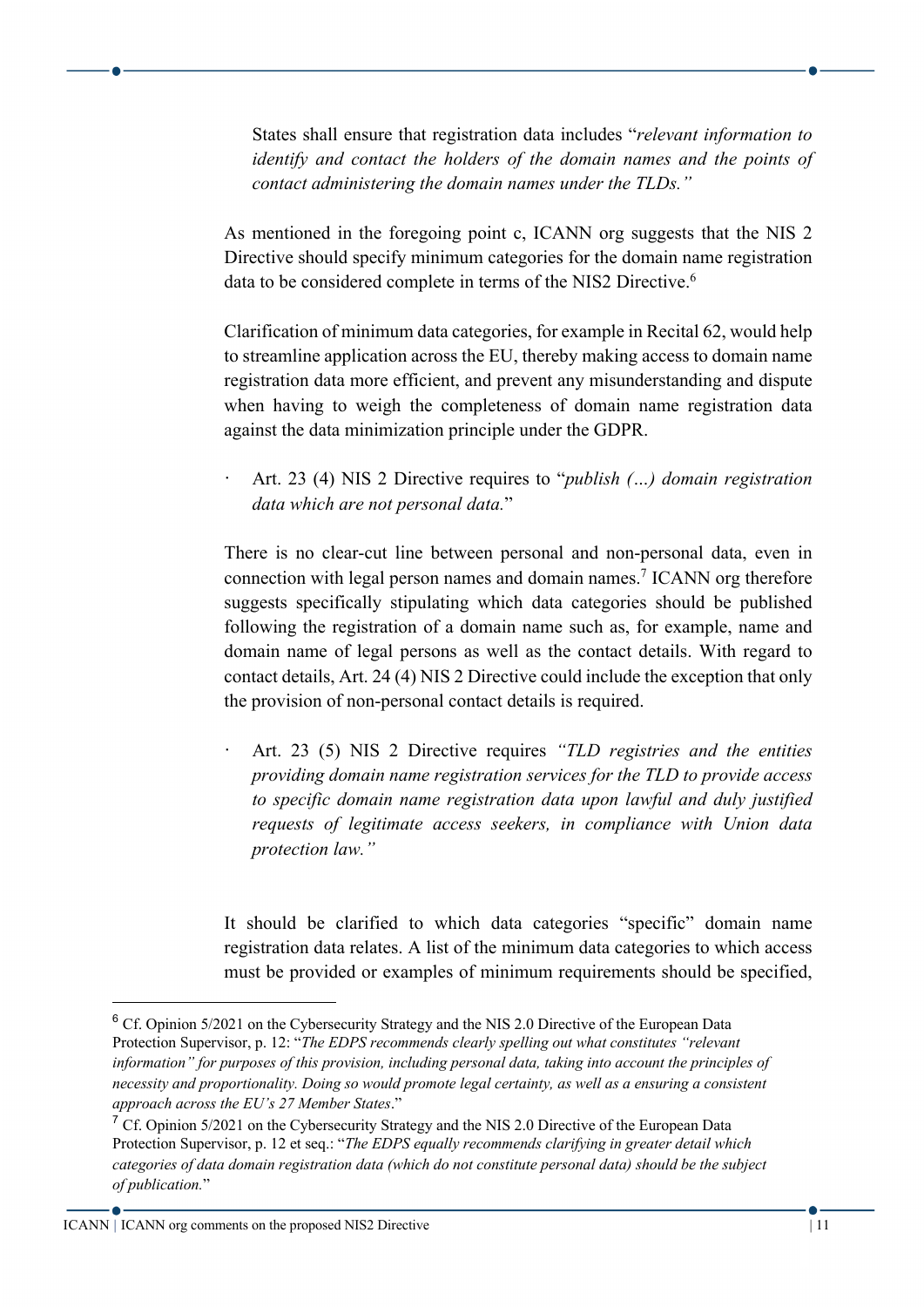States shall ensure that registration data includes "*relevant information to identify and contact the holders of the domain names and the points of contact administering the domain names under the TLDs."*

As mentioned in the foregoing point c, ICANN org suggests that the NIS 2 Directive should specify minimum categories for the domain name registration data to be considered complete in terms of the NIS2 Directive.[6]

Clarification of minimum data categories, for example in Recital 62, would help to streamline application across the EU, thereby making access to domain name registration data more efficient, and prevent any misunderstanding and dispute when having to weigh the completeness of domain name registration data against the data minimization principle under the GDPR.

- Art. 23 (4) NIS 2 Directive requires to "*publish (…) domain registration data which are not personal data.*"

There is no clear-cut line between personal and non-personal data, even in connection with legal person names and domain names.[7] ICANN org therefore suggests specifically stipulating which data categories should be published following the registration of a domain name such as, for example, name and domain name of legal persons as well as the contact details. With regard to contact details, Art. 24 (4) NIS 2 Directive could include the exception that only the provision of non-personal contact details is required.

- Art. 23 (5) NIS 2 Directive requires *"TLD registries and the entities providing domain name registration services for the TLD to provide access to specific domain name registration data upon lawful and duly justified requests of legitimate access seekers, in compliance with Union data protection law."*

It should be clarified to which data categories "specific" domain name registration data relates. A list of the minimum data categories to which access must be provided or examples of minimum requirements should be specified,

---

[6] Cf. Opinion 5/2021 on the Cybersecurity Strategy and the NIS 2.0 Directive of the European Data Protection Supervisor, p. 12: "*The EDPS recommends clearly spelling out what constitutes "relevant information" for purposes of this provision, including personal data, taking into account the principles of necessity and proportionality. Doing so would promote legal certainty, as well as a ensuring a consistent approach across the EU's 27 Member States*."

[7] Cf. Opinion 5/2021 on the Cybersecurity Strategy and the NIS 2.0 Directive of the European Data Protection Supervisor, p. 12 et seq.: "*The EDPS equally recommends clarifying in greater detail which categories of data domain registration data (which do not constitute personal data) should be the subject of publication.*"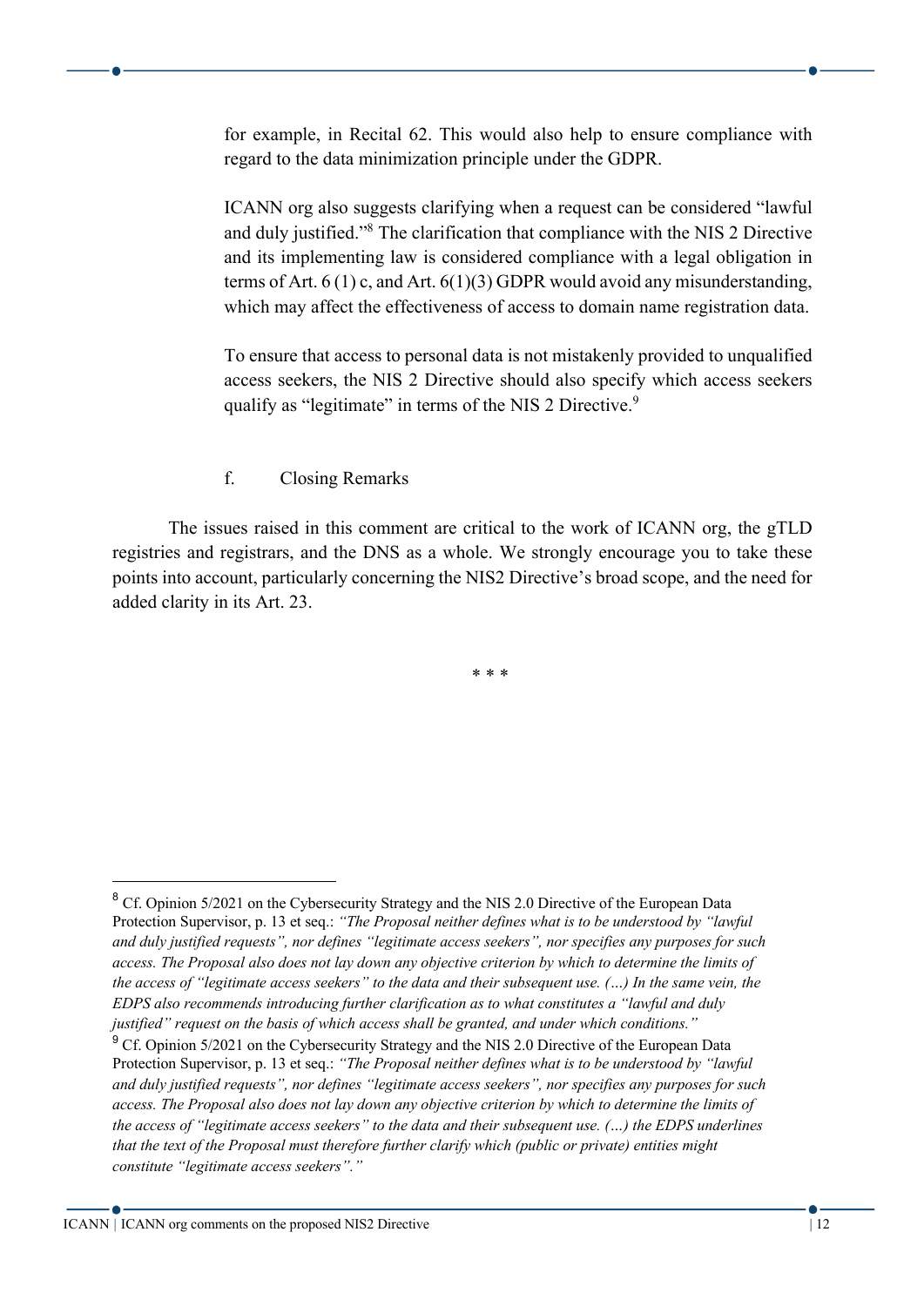for example, in Recital 62. This would also help to ensure compliance with regard to the data minimization principle under the GDPR.

ICANN org also suggests clarifying when a request can be considered "lawful and duly justified."[8] The clarification that compliance with the NIS 2 Directive and its implementing law is considered compliance with a legal obligation in terms of Art. 6 (1) c, and Art. 6(1)(3) GDPR would avoid any misunderstanding, which may affect the effectiveness of access to domain name registration data.

To ensure that access to personal data is not mistakenly provided to unqualified access seekers, the NIS 2 Directive should also specify which access seekers qualify as "legitimate" in terms of the NIS 2 Directive.[9]

### f. Closing Remarks

The issues raised in this comment are critical to the work of ICANN org, the gTLD registries and registrars, and the DNS as a whole. We strongly encourage you to take these points into account, particularly concerning the NIS2 Directive's broad scope, and the need for added clarity in its Art. 23.

\* \* \*

---

[8] Cf. Opinion 5/2021 on the Cybersecurity Strategy and the NIS 2.0 Directive of the European Data Protection Supervisor, p. 13 et seq.: *"The Proposal neither defines what is to be understood by "lawful and duly justified requests", nor defines "legitimate access seekers", nor specifies any purposes for such access. The Proposal also does not lay down any objective criterion by which to determine the limits of the access of "legitimate access seekers" to the data and their subsequent use. (…) In the same vein, the EDPS also recommends introducing further clarification as to what constitutes a "lawful and duly justified" request on the basis of which access shall be granted, and under which conditions."*

[9] Cf. Opinion 5/2021 on the Cybersecurity Strategy and the NIS 2.0 Directive of the European Data Protection Supervisor, p. 13 et seq.: *"The Proposal neither defines what is to be understood by "lawful and duly justified requests", nor defines "legitimate access seekers", nor specifies any purposes for such access. The Proposal also does not lay down any objective criterion by which to determine the limits of the access of "legitimate access seekers" to the data and their subsequent use. (…) the EDPS underlines that the text of the Proposal must therefore further clarify which (public or private) entities might constitute "legitimate access seekers"."*